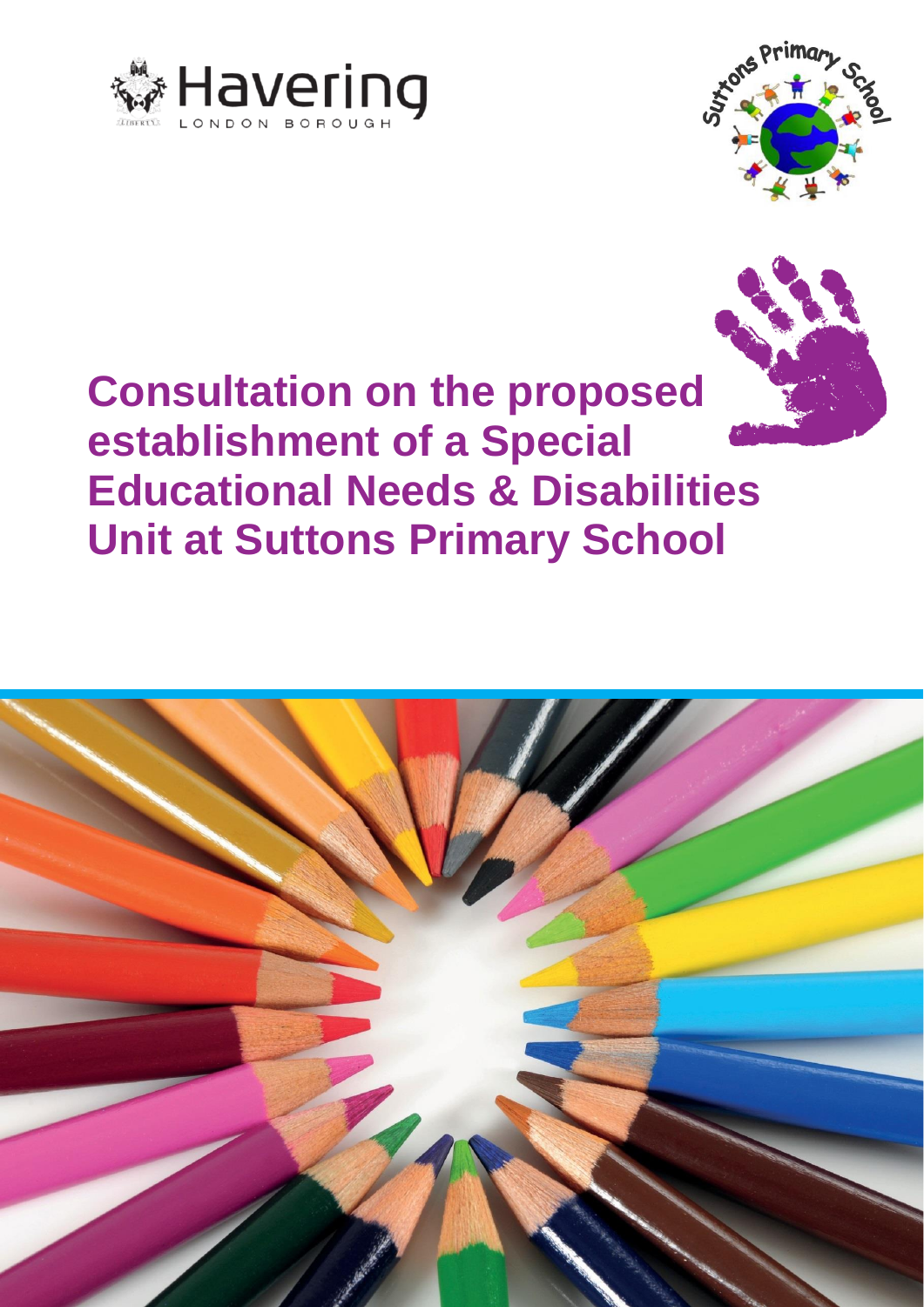# Consultation on the proposed establishment of a Special Educational Needs & Disabilities Unit at Suttons Primary School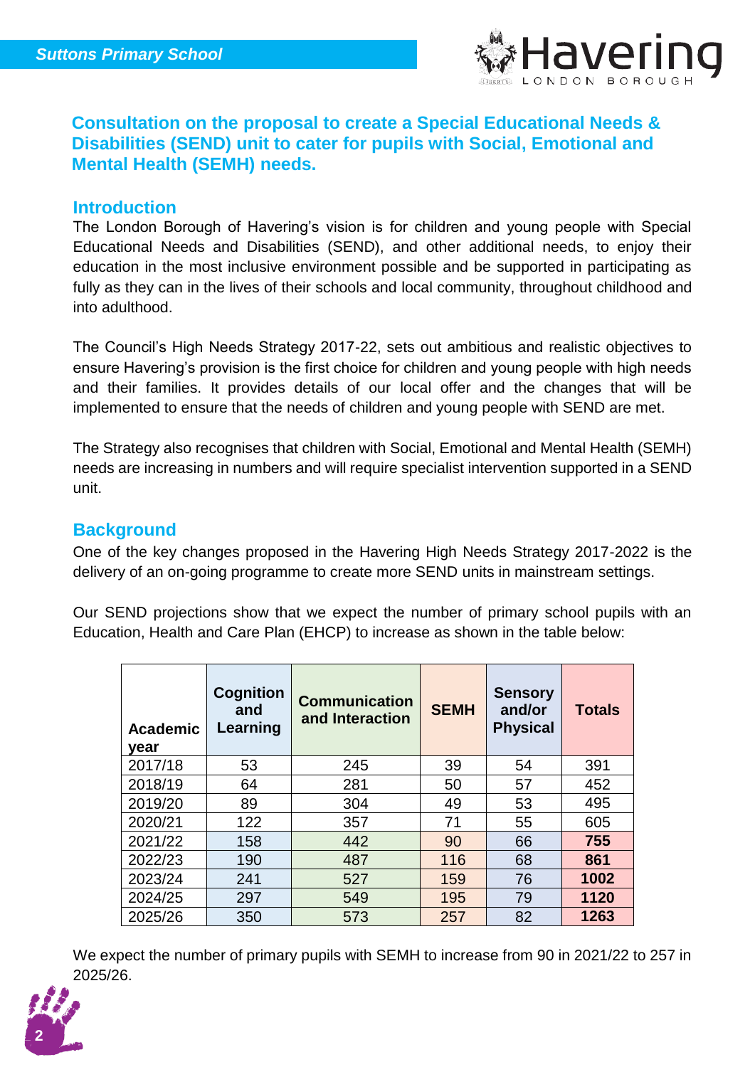## Consultation on the proposal to create a Special Educational Needs & Disabilities (SEND) unit to cater for pupils with Social, Emotional and Mental Health (SEMH) needs.

### Introduction

The London Borough of Havering's vision is for children and young people with Special Educational Needs and Disabilities (SEND), and other additional needs, to enjoy their education in the most inclusive environment possible and be supported in participating as fully as they can in the lives of their schools and local community, throughout childhood and into adulthood.

The Council's High Needs Strategy 2017-22, sets out ambitious and realistic objectives to ensure Havering's provision is the first choice for children and young people with high needs and their families. It provides details of our local offer and the changes that will be implemented to ensure that the needs of children and young people with SEND are met.

The Strategy also recognises that children with Social, Emotional and Mental Health (SEMH) needs are increasing in numbers and will require specialist intervention supported in a SEND unit.

### Background

One of the key changes proposed in the Havering High Needs Strategy 2017-2022 is the delivery of an on-going programme to create more SEND units in mainstream settings.

Our SEND projections show that we expect the number of primary school pupils with an Education, Health and Care Plan (EHCP) to increase as shown in the table below:

| Academic year | Cognition and Learning | Communication and Interaction | SEMH | Sensory and/or Physical | Totals |
|---|---|---|---|---|---|
| 2017/18 | 53 | 245 | 39 | 54 | 391 |
| 2018/19 | 64 | 281 | 50 | 57 | 452 |
| 2019/20 | 89 | 304 | 49 | 53 | 495 |
| 2020/21 | 122 | 357 | 71 | 55 | 605 |
| 2021/22 | 158 | 442 | 90 | 66 | **755** |
| 2022/23 | 190 | 487 | 116 | 68 | **861** |
| 2023/24 | 241 | 527 | 159 | 76 | **1002** |
| 2024/25 | 297 | 549 | 195 | 79 | **1120** |
| 2025/26 | 350 | 573 | 257 | 82 | **1263** |

We expect the number of primary pupils with SEMH to increase from 90 in 2021/22 to 257 in 2025/26.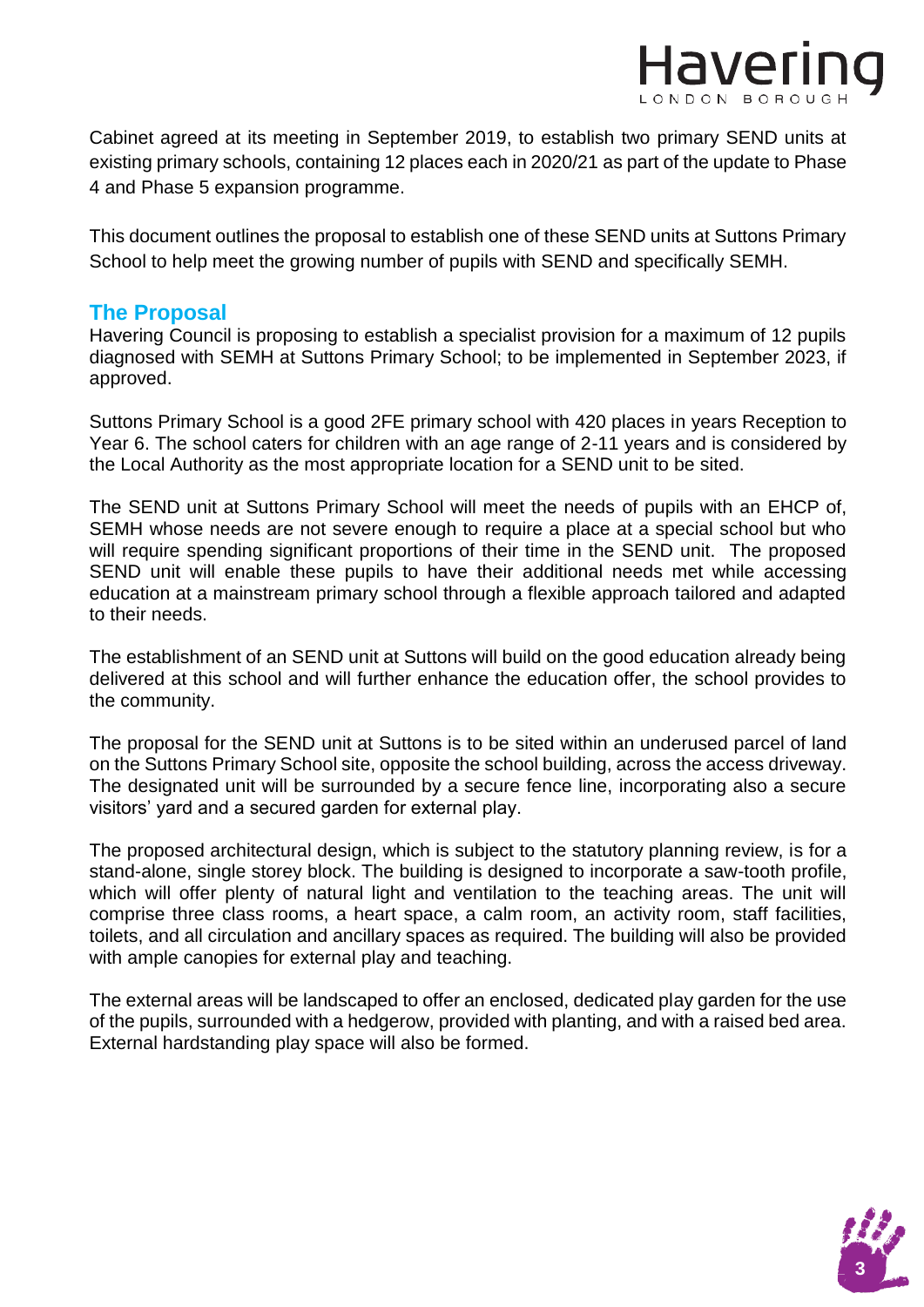Cabinet agreed at its meeting in September 2019, to establish two primary SEND units at existing primary schools, containing 12 places each in 2020/21 as part of the update to Phase 4 and Phase 5 expansion programme.

This document outlines the proposal to establish one of these SEND units at Suttons Primary School to help meet the growing number of pupils with SEND and specifically SEMH.

## The Proposal

Havering Council is proposing to establish a specialist provision for a maximum of 12 pupils diagnosed with SEMH at Suttons Primary School; to be implemented in September 2023, if approved.

Suttons Primary School is a good 2FE primary school with 420 places in years Reception to Year 6. The school caters for children with an age range of 2-11 years and is considered by the Local Authority as the most appropriate location for a SEND unit to be sited.

The SEND unit at Suttons Primary School will meet the needs of pupils with an EHCP of, SEMH whose needs are not severe enough to require a place at a special school but who will require spending significant proportions of their time in the SEND unit. The proposed SEND unit will enable these pupils to have their additional needs met while accessing education at a mainstream primary school through a flexible approach tailored and adapted to their needs.

The establishment of an SEND unit at Suttons will build on the good education already being delivered at this school and will further enhance the education offer, the school provides to the community.

The proposal for the SEND unit at Suttons is to be sited within an underused parcel of land on the Suttons Primary School site, opposite the school building, across the access driveway. The designated unit will be surrounded by a secure fence line, incorporating also a secure visitors' yard and a secured garden for external play.

The proposed architectural design, which is subject to the statutory planning review, is for a stand-alone, single storey block. The building is designed to incorporate a saw-tooth profile, which will offer plenty of natural light and ventilation to the teaching areas. The unit will comprise three class rooms, a heart space, a calm room, an activity room, staff facilities, toilets, and all circulation and ancillary spaces as required. The building will also be provided with ample canopies for external play and teaching.

The external areas will be landscaped to offer an enclosed, dedicated play garden for the use of the pupils, surrounded with a hedgerow, provided with planting, and with a raised bed area. External hardstanding play space will also be formed.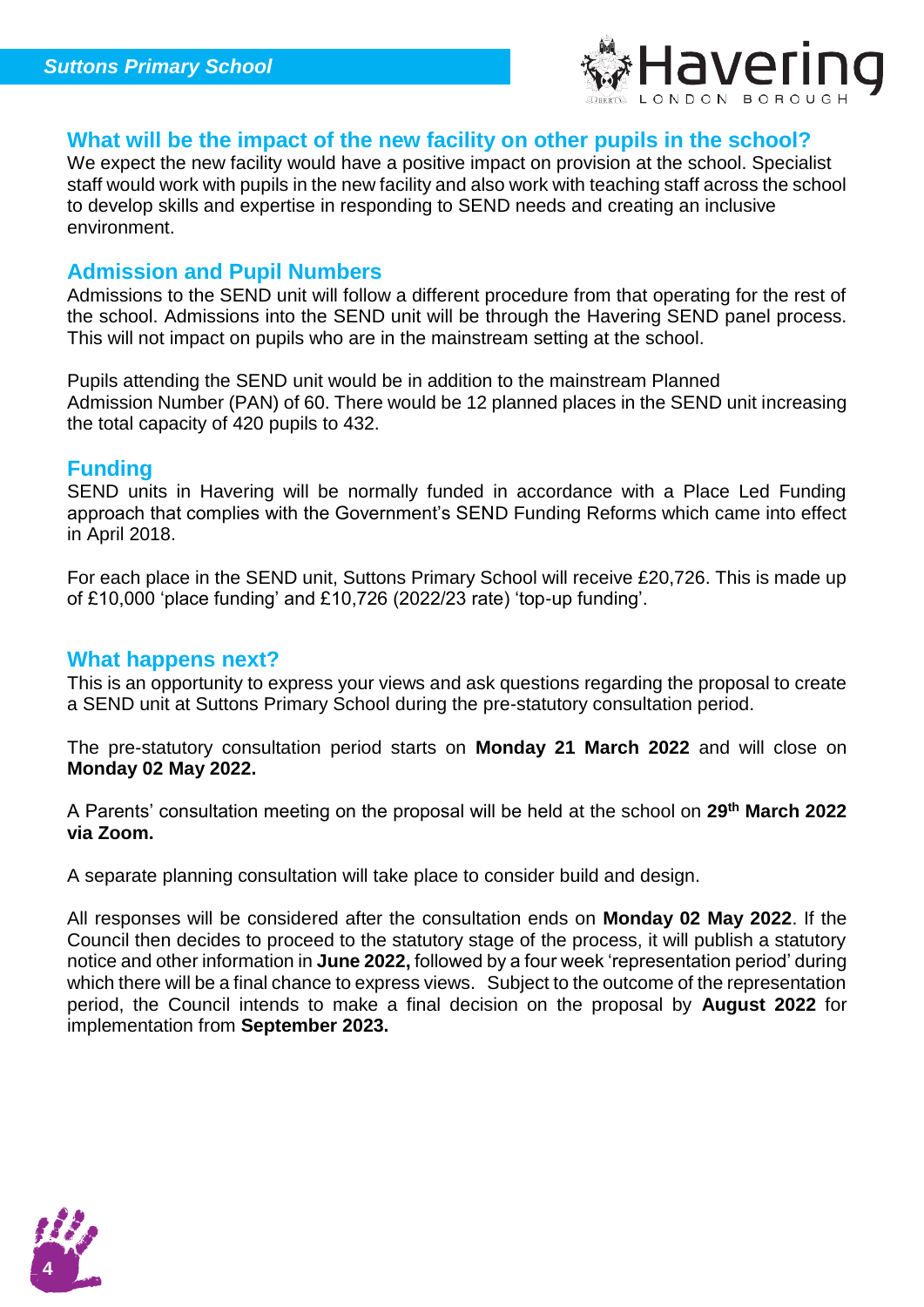## What will be the impact of the new facility on other pupils in the school?

We expect the new facility would have a positive impact on provision at the school. Specialist staff would work with pupils in the new facility and also work with teaching staff across the school to develop skills and expertise in responding to SEND needs and creating an inclusive environment.

## Admission and Pupil Numbers

Admissions to the SEND unit will follow a different procedure from that operating for the rest of the school. Admissions into the SEND unit will be through the Havering SEND panel process. This will not impact on pupils who are in the mainstream setting at the school.

Pupils attending the SEND unit would be in addition to the mainstream Planned Admission Number (PAN) of 60. There would be 12 planned places in the SEND unit increasing the total capacity of 420 pupils to 432.

## Funding

SEND units in Havering will be normally funded in accordance with a Place Led Funding approach that complies with the Government's SEND Funding Reforms which came into effect in April 2018.

For each place in the SEND unit, Suttons Primary School will receive £20,726. This is made up of £10,000 'place funding' and £10,726 (2022/23 rate) 'top-up funding'.

## What happens next?

This is an opportunity to express your views and ask questions regarding the proposal to create a SEND unit at Suttons Primary School during the pre-statutory consultation period.

The pre-statutory consultation period starts on **Monday 21 March 2022** and will close on **Monday 02 May 2022.**

A Parents' consultation meeting on the proposal will be held at the school on **29th March 2022 via Zoom.**

A separate planning consultation will take place to consider build and design.

All responses will be considered after the consultation ends on **Monday 02 May 2022**. If the Council then decides to proceed to the statutory stage of the process, it will publish a statutory notice and other information in **June 2022,** followed by a four week 'representation period' during which there will be a final chance to express views. Subject to the outcome of the representation period, the Council intends to make a final decision on the proposal by **August 2022** for implementation from **September 2023.**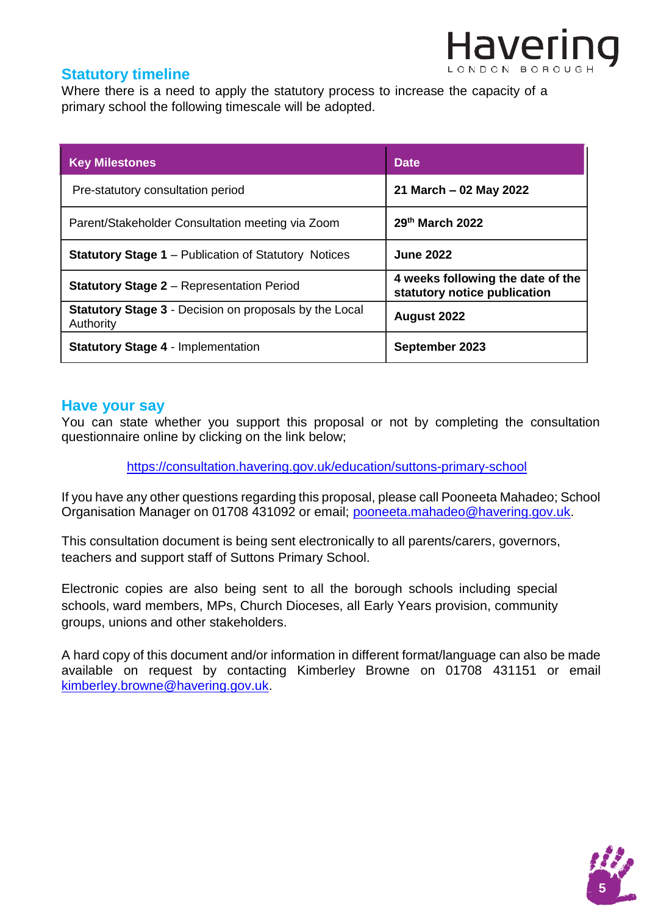## Statutory timeline

Where there is a need to apply the statutory process to increase the capacity of a primary school the following timescale will be adopted.

| Key Milestones | Date |
|---|---|
| Pre-statutory consultation period | **21 March – 02 May 2022** |
| Parent/Stakeholder Consultation meeting via Zoom | **29th March 2022** |
| **Statutory Stage 1** – Publication of Statutory Notices | **June 2022** |
| **Statutory Stage 2** – Representation Period | **4 weeks following the date of the statutory notice publication** |
| **Statutory Stage 3** - Decision on proposals by the Local Authority | **August 2022** |
| **Statutory Stage 4** - Implementation | **September 2023** |

## Have your say

You can state whether you support this proposal or not by completing the consultation questionnaire online by clicking on the link below;

https://consultation.havering.gov.uk/education/suttons-primary-school

If you have any other questions regarding this proposal, please call Pooneeta Mahadeo; School Organisation Manager on 01708 431092 or email; pooneeta.mahadeo@havering.gov.uk.

This consultation document is being sent electronically to all parents/carers, governors, teachers and support staff of Suttons Primary School.

Electronic copies are also being sent to all the borough schools including special schools, ward members, MPs, Church Dioceses, all Early Years provision, community groups, unions and other stakeholders.

A hard copy of this document and/or information in different format/language can also be made available on request by contacting Kimberley Browne on 01708 431151 or email kimberley.browne@havering.gov.uk.